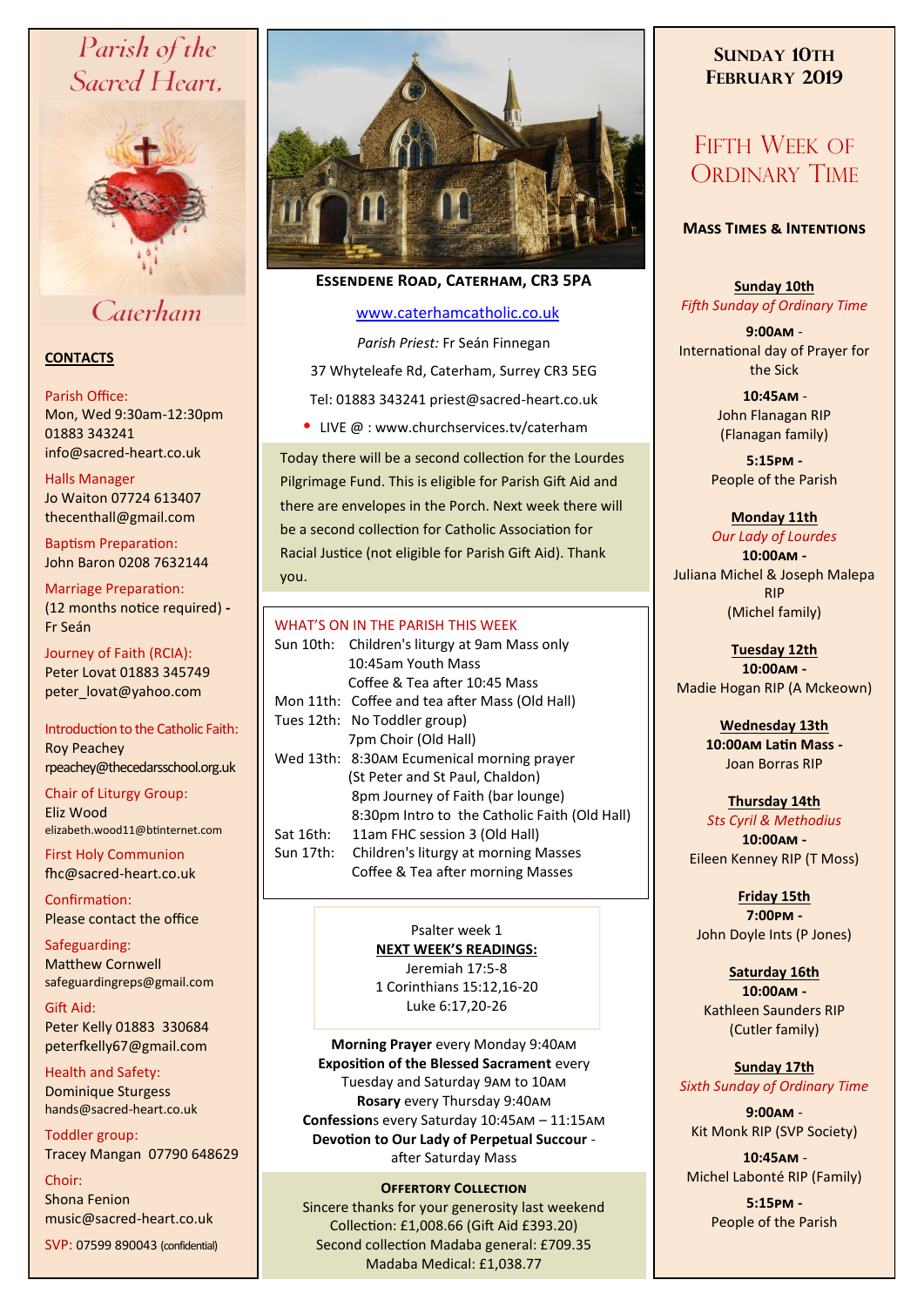# Parish of the Sacred Heart, Caterham

## CONTACTS

Parish Office:
Mon, Wed 9:30am-12:30pm
01883 343241
info@sacred-heart.co.uk

Halls Manager
Jo Waiton 07724 613407
thecenthall@gmail.com

Baptism Preparation:
John Baron 0208 7632144

Marriage Preparation:
(12 months notice required) - Fr Seán

Journey of Faith (RCIA):
Peter Lovat 01883 345749
peter_lovat@yahoo.com

Introduction to the Catholic Faith:
Roy Peachey
rpeachey@thecedarsschool.org.uk

Chair of Liturgy Group:
Eliz Wood
elizabeth.wood11@btinternet.com

First Holy Communion
fhc@sacred-heart.co.uk

Confirmation:
Please contact the office

Safeguarding:
Matthew Cornwell
safeguardingreps@gmail.com

Gift Aid:
Peter Kelly 01883 330684
peterfkelly67@gmail.com

Health and Safety:
Dominique Sturgess
hands@sacred-heart.co.uk

Toddler group:
Tracey Mangan 07790 648629

Choir:
Shona Fenion
music@sacred-heart.co.uk

SVP: 07599 890043 (confidential)

---

**ESSENDENE ROAD, CATERHAM, CR3 5PA**

www.caterhamcatholic.co.uk

*Parish Priest:* Fr Seán Finnegan

37 Whyteleafe Rd, Caterham, Surrey CR3 5EG

Tel: 01883 343241 priest@sacred-heart.co.uk

- LIVE @ : www.churchservices.tv/caterham

Today there will be a second collection for the Lourdes Pilgrimage Fund. This is eligible for Parish Gift Aid and there are envelopes in the Porch. Next week there will be a second collection for Catholic Association for Racial Justice (not eligible for Parish Gift Aid). Thank you.

### WHAT'S ON IN THE PARISH THIS WEEK

Sun 10th: Children's liturgy at 9am Mass only
10:45am Youth Mass
Coffee & Tea after 10:45 Mass

Mon 11th: Coffee and tea after Mass (Old Hall)

Tues 12th: No Toddler group)
7pm Choir (Old Hall)

Wed 13th: 8:30AM Ecumenical morning prayer
(St Peter and St Paul, Chaldon)
8pm Journey of Faith (bar lounge)
8:30pm Intro to the Catholic Faith (Old Hall)

Sat 16th: 11am FHC session 3 (Old Hall)

Sun 17th: Children's liturgy at morning Masses
Coffee & Tea after morning Masses

Psalter week 1

**NEXT WEEK'S READINGS:**
Jeremiah 17:5-8
1 Corinthians 15:12,16-20
Luke 6:17,20-26

**Morning Prayer** every Monday 9:40AM
**Exposition of the Blessed Sacrament** every Tuesday and Saturday 9AM to 10AM
**Rosary** every Thursday 9:40AM
**Confessions** every Saturday 10:45AM – 11:15AM
**Devotion to Our Lady of Perpetual Succour** - after Saturday Mass

**OFFERTORY COLLECTION**
Sincere thanks for your generosity last weekend
Collection: £1,008.66 (Gift Aid £393.20)
Second collection Madaba general: £709.35
Madaba Medical: £1,038.77

---

## SUNDAY 10TH FEBRUARY 2019

## FIFTH WEEK OF ORDINARY TIME

### MASS TIMES & INTENTIONS

**Sunday 10th**
*Fifth Sunday of Ordinary Time*

**9:00AM** - International day of Prayer for the Sick

**10:45AM** - John Flanagan RIP (Flanagan family)

**5:15PM** - People of the Parish

**Monday 11th**
*Our Lady of Lourdes*
**10:00AM** - Juliana Michel & Joseph Malepa RIP (Michel family)

**Tuesday 12th**
**10:00AM** - Madie Hogan RIP (A Mckeown)

**Wednesday 13th**
**10:00AM Latin Mass** - Joan Borras RIP

**Thursday 14th**
*Sts Cyril & Methodius*
**10:00AM** - Eileen Kenney RIP (T Moss)

**Friday 15th**
**7:00PM** - John Doyle Ints (P Jones)

**Saturday 16th**
**10:00AM** - Kathleen Saunders RIP (Cutler family)

**Sunday 17th**
*Sixth Sunday of Ordinary Time*

**9:00AM** - Kit Monk RIP (SVP Society)

**10:45AM** - Michel Labonté RIP (Family)

**5:15PM** - People of the Parish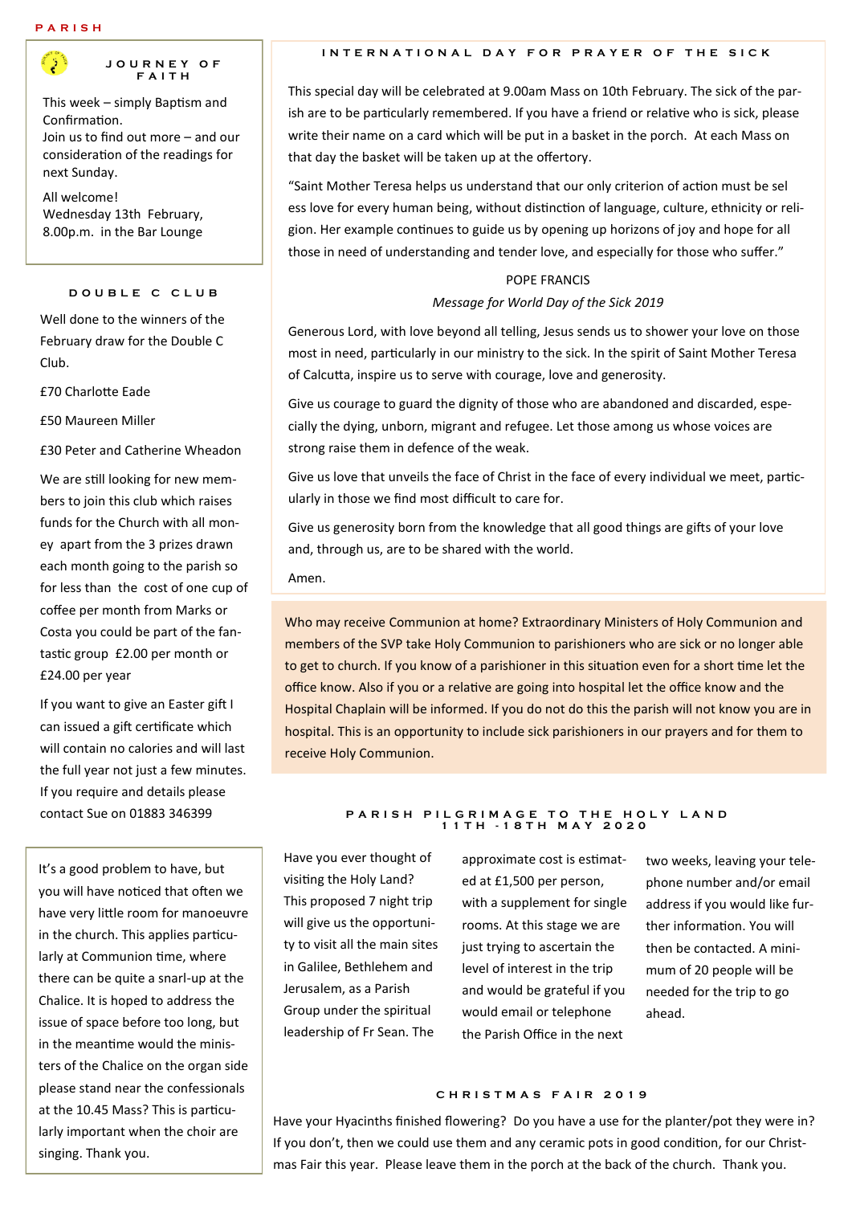PARISH

## JOURNEY OF FAITH

This week – simply Baptism and Confirmation.
Join us to find out more – and our consideration of the readings for next Sunday.

All welcome!
Wednesday 13th February, 8.00p.m. in the Bar Lounge

## DOUBLE C CLUB

Well done to the winners of the February draw for the Double C Club.

£70 Charlotte Eade

£50 Maureen Miller

£30 Peter and Catherine Wheadon

We are still looking for new members to join this club which raises funds for the Church with all money apart from the 3 prizes drawn each month going to the parish so for less than the cost of one cup of coffee per month from Marks or Costa you could be part of the fantastic group £2.00 per month or £24.00 per year

If you want to give an Easter gift I can issued a gift certificate which will contain no calories and will last the full year not just a few minutes. If you require and details please contact Sue on 01883 346399

It's a good problem to have, but you will have noticed that often we have very little room for manoeuvre in the church. This applies particularly at Communion time, where there can be quite a snarl-up at the Chalice. It is hoped to address the issue of space before too long, but in the meantime would the ministers of the Chalice on the organ side please stand near the confessionals at the 10.45 Mass? This is particularly important when the choir are singing. Thank you.

## INTERNATIONAL DAY FOR PRAYER OF THE SICK

This special day will be celebrated at 9.00am Mass on 10th February. The sick of the parish are to be particularly remembered. If you have a friend or relative who is sick, please write their name on a card which will be put in a basket in the porch. At each Mass on that day the basket will be taken up at the offertory.

"Saint Mother Teresa helps us understand that our only criterion of action must be selfess love for every human being, without distinction of language, culture, ethnicity or religion. Her example continues to guide us by opening up horizons of joy and hope for all those in need of understanding and tender love, and especially for those who suffer."

POPE FRANCIS

*Message for World Day of the Sick 2019*

Generous Lord, with love beyond all telling, Jesus sends us to shower your love on those most in need, particularly in our ministry to the sick. In the spirit of Saint Mother Teresa of Calcutta, inspire us to serve with courage, love and generosity.

Give us courage to guard the dignity of those who are abandoned and discarded, especially the dying, unborn, migrant and refugee. Let those among us whose voices are strong raise them in defence of the weak.

Give us love that unveils the face of Christ in the face of every individual we meet, particularly in those we find most difficult to care for.

Give us generosity born from the knowledge that all good things are gifts of your love and, through us, are to be shared with the world.

Amen.

Who may receive Communion at home? Extraordinary Ministers of Holy Communion and members of the SVP take Holy Communion to parishioners who are sick or no longer able to get to church. If you know of a parishioner in this situation even for a short time let the office know. Also if you or a relative are going into hospital let the office know and the Hospital Chaplain will be informed. If you do not do this the parish will not know you are in hospital. This is an opportunity to include sick parishioners in our prayers and for them to receive Holy Communion.

## PARISH PILGRIMAGE TO THE HOLY LAND 11TH -18TH MAY 2020

Have you ever thought of visiting the Holy Land? This proposed 7 night trip will give us the opportunity to visit all the main sites in Galilee, Bethlehem and Jerusalem, as a Parish Group under the spiritual leadership of Fr Sean. The approximate cost is estimated at £1,500 per person, with a supplement for single rooms. At this stage we are just trying to ascertain the level of interest in the trip and would be grateful if you would email or telephone the Parish Office in the next two weeks, leaving your telephone number and/or email address if you would like further information. You will then be contacted. A minimum of 20 people will be needed for the trip to go ahead.

## CHRISTMAS FAIR 2019

Have your Hyacinths finished flowering? Do you have a use for the planter/pot they were in? If you don't, then we could use them and any ceramic pots in good condition, for our Christmas Fair this year. Please leave them in the porch at the back of the church. Thank you.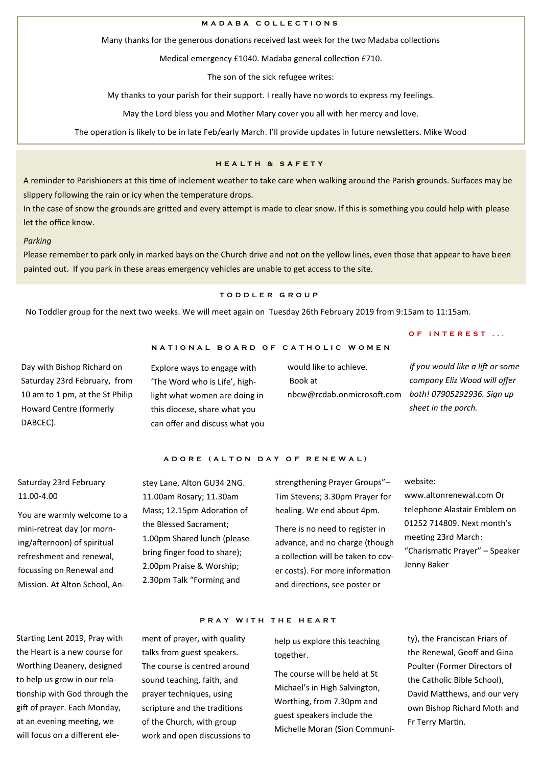## MADABA COLLECTIONS

Many thanks for the generous donations received last week for the two Madaba collections

Medical emergency £1040. Madaba general collection £710.

The son of the sick refugee writes:

My thanks to your parish for their support. I really have no words to express my feelings.

May the Lord bless you and Mother Mary cover you all with her mercy and love.

The operation is likely to be in late Feb/early March. I'll provide updates in future newsletters. Mike Wood

## HEALTH & SAFETY

A reminder to Parishioners at this time of inclement weather to take care when walking around the Parish grounds. Surfaces may be slippery following the rain or icy when the temperature drops.
In the case of snow the grounds are gritted and every attempt is made to clear snow. If this is something you could help with please let the office know.

*Parking*

Please remember to park only in marked bays on the Church drive and not on the yellow lines, even those that appear to have been painted out. If you park in these areas emergency vehicles are unable to get access to the site.

## TODDLER GROUP

No Toddler group for the next two weeks. We will meet again on Tuesday 26th February 2019 from 9:15am to 11:15am.

## NATIONAL BOARD OF CATHOLIC WOMEN

Day with Bishop Richard on Saturday 23rd February, from 10 am to 1 pm, at the St Philip Howard Centre (formerly DABCEC).

Explore ways to engage with 'The Word who is Life', highlight what women are doing in this diocese, share what you can offer and discuss what you would like to achieve.

Book at nbcw@rcdab.onmicrosoft.com

### OF INTEREST ...

*If you would like a lift or some company Eliz Wood will offer both! 07905292936. Sign up sheet in the porch.*

## ADORE (ALTON DAY OF RENEWAL)

Saturday 23rd February 11.00-4.00

You are warmly welcome to a mini-retreat day (or morning/afternoon) of spiritual refreshment and renewal, focussing on Renewal and Mission. At Alton School, Anstey Lane, Alton GU34 2NG. 11.00am Rosary; 11.30am Mass; 12.15pm Adoration of the Blessed Sacrament; 1.00pm Shared lunch (please bring finger food to share); 2.00pm Praise & Worship; 2.30pm Talk "Forming and strengthening Prayer Groups"– Tim Stevens; 3.30pm Prayer for healing. We end about 4pm.

There is no need to register in advance, and no charge (though a collection will be taken to cover costs). For more information and directions, see poster or website: www.altonrenewal.com Or telephone Alastair Emblem on 01252 714809. Next month's meeting 23rd March: "Charismatic Prayer" – Speaker Jenny Baker

## PRAY WITH THE HEART

Starting Lent 2019, Pray with the Heart is a new course for Worthing Deanery, designed to help us grow in our relationship with God through the gift of prayer. Each Monday, at an evening meeting, we will focus on a different element of prayer, with quality talks from guest speakers. The course is centred around sound teaching, faith, and prayer techniques, using scripture and the traditions of the Church, with group work and open discussions to help us explore this teaching together.

The course will be held at St Michael's in High Salvington, Worthing, from 7.30pm and guest speakers include the Michelle Moran (Sion Community), the Franciscan Friars of the Renewal, Geoff and Gina Poulter (Former Directors of the Catholic Bible School), David Matthews, and our very own Bishop Richard Moth and Fr Terry Martin.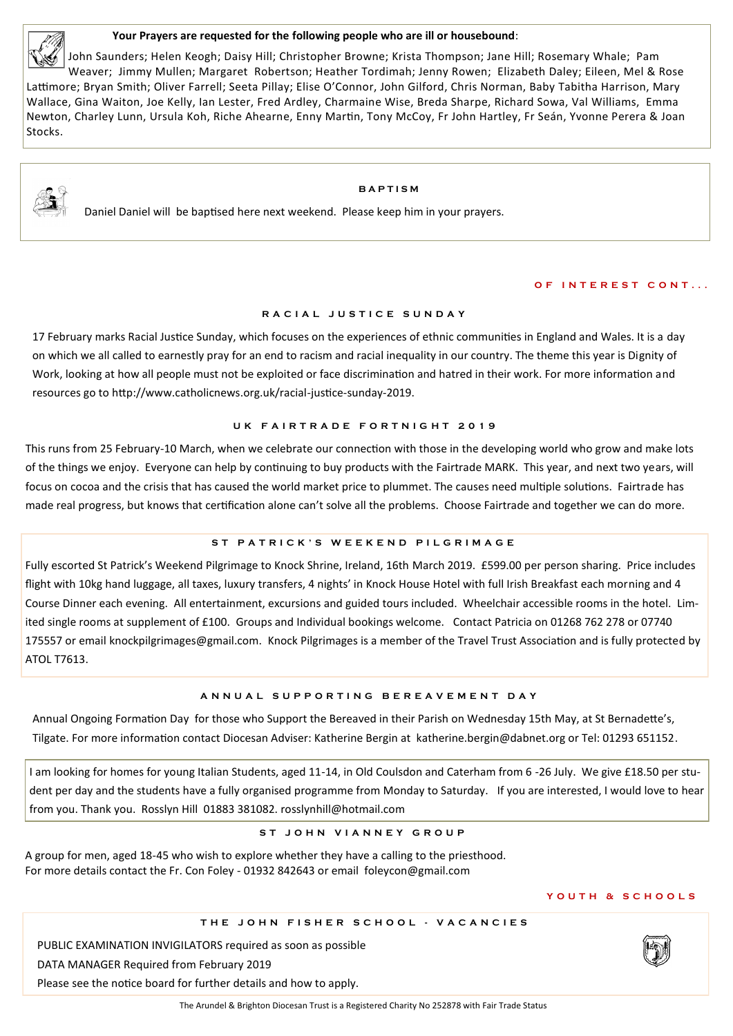**Your Prayers are requested for the following people who are ill or housebound**:

John Saunders; Helen Keogh; Daisy Hill; Christopher Browne; Krista Thompson; Jane Hill; Rosemary Whale; Pam Weaver; Jimmy Mullen; Margaret Robertson; Heather Tordimah; Jenny Rowen; Elizabeth Daley; Eileen, Mel & Rose Lattimore; Bryan Smith; Oliver Farrell; Seeta Pillay; Elise O'Connor, John Gilford, Chris Norman, Baby Tabitha Harrison, Mary Wallace, Gina Waiton, Joe Kelly, Ian Lester, Fred Ardley, Charmaine Wise, Breda Sharpe, Richard Sowa, Val Williams, Emma Newton, Charley Lunn, Ursula Koh, Riche Ahearne, Enny Martin, Tony McCoy, Fr John Hartley, Fr Seán, Yvonne Perera & Joan Stocks.

### BAPTISM

Daniel Daniel will be baptised here next weekend. Please keep him in your prayers.

## OF INTEREST CONT...

### RACIAL JUSTICE SUNDAY

17 February marks Racial Justice Sunday, which focuses on the experiences of ethnic communities in England and Wales. It is a day on which we all called to earnestly pray for an end to racism and racial inequality in our country. The theme this year is Dignity of Work, looking at how all people must not be exploited or face discrimination and hatred in their work. For more information and resources go to http://www.catholicnews.org.uk/racial-justice-sunday-2019.

### UK FAIRTRADE FORTNIGHT 2019

This runs from 25 February-10 March, when we celebrate our connection with those in the developing world who grow and make lots of the things we enjoy. Everyone can help by continuing to buy products with the Fairtrade MARK. This year, and next two years, will focus on cocoa and the crisis that has caused the world market price to plummet. The causes need multiple solutions. Fairtrade has made real progress, but knows that certification alone can't solve all the problems. Choose Fairtrade and together we can do more.

### ST PATRICK'S WEEKEND PILGRIMAGE

Fully escorted St Patrick's Weekend Pilgrimage to Knock Shrine, Ireland, 16th March 2019. £599.00 per person sharing. Price includes flight with 10kg hand luggage, all taxes, luxury transfers, 4 nights' in Knock House Hotel with full Irish Breakfast each morning and 4 Course Dinner each evening. All entertainment, excursions and guided tours included. Wheelchair accessible rooms in the hotel. Limited single rooms at supplement of £100. Groups and Individual bookings welcome. Contact Patricia on 01268 762 278 or 07740 175557 or email knockpilgrimages@gmail.com. Knock Pilgrimages is a member of the Travel Trust Association and is fully protected by ATOL T7613.

### ANNUAL SUPPORTING BEREAVEMENT DAY

Annual Ongoing Formation Day for those who Support the Bereaved in their Parish on Wednesday 15th May, at St Bernadette's, Tilgate. For more information contact Diocesan Adviser: Katherine Bergin at katherine.bergin@dabnet.org or Tel: 01293 651152.

I am looking for homes for young Italian Students, aged 11-14, in Old Coulsdon and Caterham from 6 -26 July. We give £18.50 per student per day and the students have a fully organised programme from Monday to Saturday. If you are interested, I would love to hear from you. Thank you. Rosslyn Hill 01883 381082. rosslynhill@hotmail.com

### ST JOHN VIANNEY GROUP

A group for men, aged 18-45 who wish to explore whether they have a calling to the priesthood.
For more details contact the Fr. Con Foley - 01932 842643 or email foleycon@gmail.com

## YOUTH & SCHOOLS

### THE JOHN FISHER SCHOOL - VACANCIES

PUBLIC EXAMINATION INVIGILATORS required as soon as possible

DATA MANAGER Required from February 2019

Please see the notice board for further details and how to apply.

The Arundel & Brighton Diocesan Trust is a Registered Charity No 252878 with Fair Trade Status